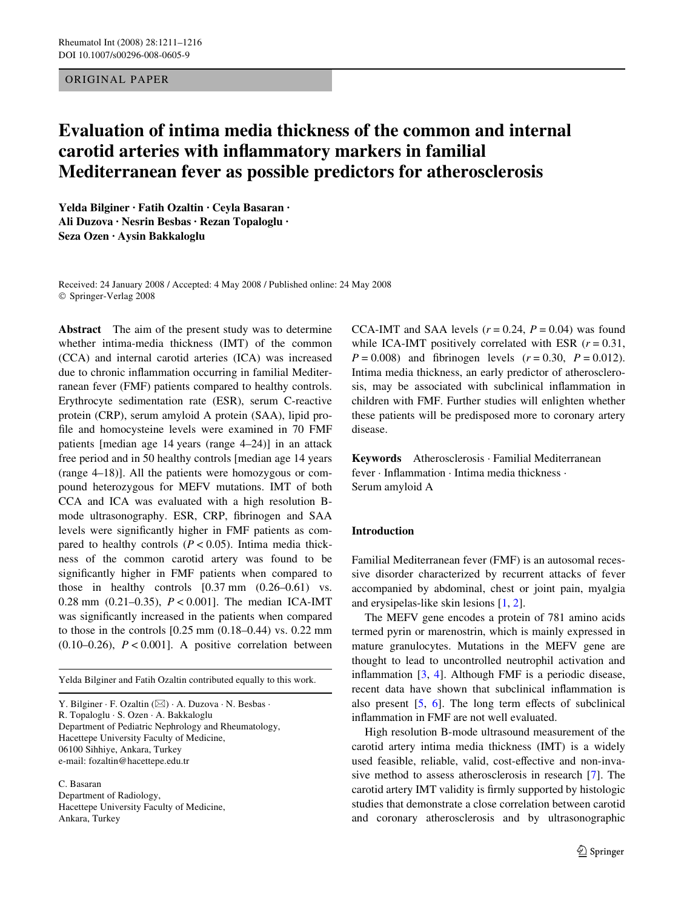ORIGINAL PAPER

# Evaluation of intima media thickness of the common and internal carotid arteries with inflammatory markers in familial Mediterranean fever as possible predictors for atherosclerosis

**Yelda Bilginer · Fatih Ozaltin · Ceyla Basaran · Ali Duzova · Nesrin Besbas · Rezan Topaloglu · Seza Ozen · Aysin Bakkaloglu**

Received: 24 January 2008 / Accepted: 4 May 2008 / Published online: 24 May 2008
© Springer-Verlag 2008

**Abstract** The aim of the present study was to determine whether intima-media thickness (IMT) of the common (CCA) and internal carotid arteries (ICA) was increased due to chronic inflammation occurring in familial Mediterranean fever (FMF) patients compared to healthy controls. Erythrocyte sedimentation rate (ESR), serum C-reactive protein (CRP), serum amyloid A protein (SAA), lipid profile and homocysteine levels were examined in 70 FMF patients [median age 14 years (range 4–24)] in an attack free period and in 50 healthy controls [median age 14 years (range 4–18)]. All the patients were homozygous or compound heterozygous for MEFV mutations. IMT of both CCA and ICA was evaluated with a high resolution B-mode ultrasonography. ESR, CRP, fibrinogen and SAA levels were significantly higher in FMF patients as compared to healthy controls ($P < 0.05$). Intima media thickness of the common carotid artery was found to be significantly higher in FMF patients when compared to those in healthy controls [0.37 mm (0.26–0.61) vs. 0.28 mm (0.21–0.35), $P < 0.001$]. The median ICA-IMT was significantly increased in the patients when compared to those in the controls [0.25 mm (0.18–0.44) vs. 0.22 mm (0.10–0.26), $P < 0.001$]. A positive correlation between CCA-IMT and SAA levels ($r = 0.24$, $P = 0.04$) was found while ICA-IMT positively correlated with ESR ($r = 0.31$, $P = 0.008$) and fibrinogen levels ($r = 0.30$, $P = 0.012$). Intima media thickness, an early predictor of atherosclerosis, may be associated with subclinical inflammation in children with FMF. Further studies will enlighten whether these patients will be predisposed more to coronary artery disease.

**Keywords** Atherosclerosis · Familial Mediterranean fever · Inflammation · Intima media thickness · Serum amyloid A

Yelda Bilginer and Fatih Ozaltin contributed equally to this work.

Y. Bilginer · F. Ozaltin (✉) · A. Duzova · N. Besbas · R. Topaloglu · S. Ozen · A. Bakkaloglu
Department of Pediatric Nephrology and Rheumatology, Hacettepe University Faculty of Medicine, 06100 Sihhiye, Ankara, Turkey
e-mail: fozaltin@hacettepe.edu.tr

C. Basaran
Department of Radiology, Hacettepe University Faculty of Medicine, Ankara, Turkey

## Introduction

Familial Mediterranean fever (FMF) is an autosomal recessive disorder characterized by recurrent attacks of fever accompanied by abdominal, chest or joint pain, myalgia and erysipelas-like skin lesions [1, 2].

The MEFV gene encodes a protein of 781 amino acids termed pyrin or marenostrin, which is mainly expressed in mature granulocytes. Mutations in the MEFV gene are thought to lead to uncontrolled neutrophil activation and inflammation [3, 4]. Although FMF is a periodic disease, recent data have shown that subclinical inflammation is also present [5, 6]. The long term effects of subclinical inflammation in FMF are not well evaluated.

High resolution B-mode ultrasound measurement of the carotid artery intima media thickness (IMT) is a widely used feasible, reliable, valid, cost-effective and non-invasive method to assess atherosclerosis in research [7]. The carotid artery IMT validity is firmly supported by histologic studies that demonstrate a close correlation between carotid and coronary atherosclerosis and by ultrasonographic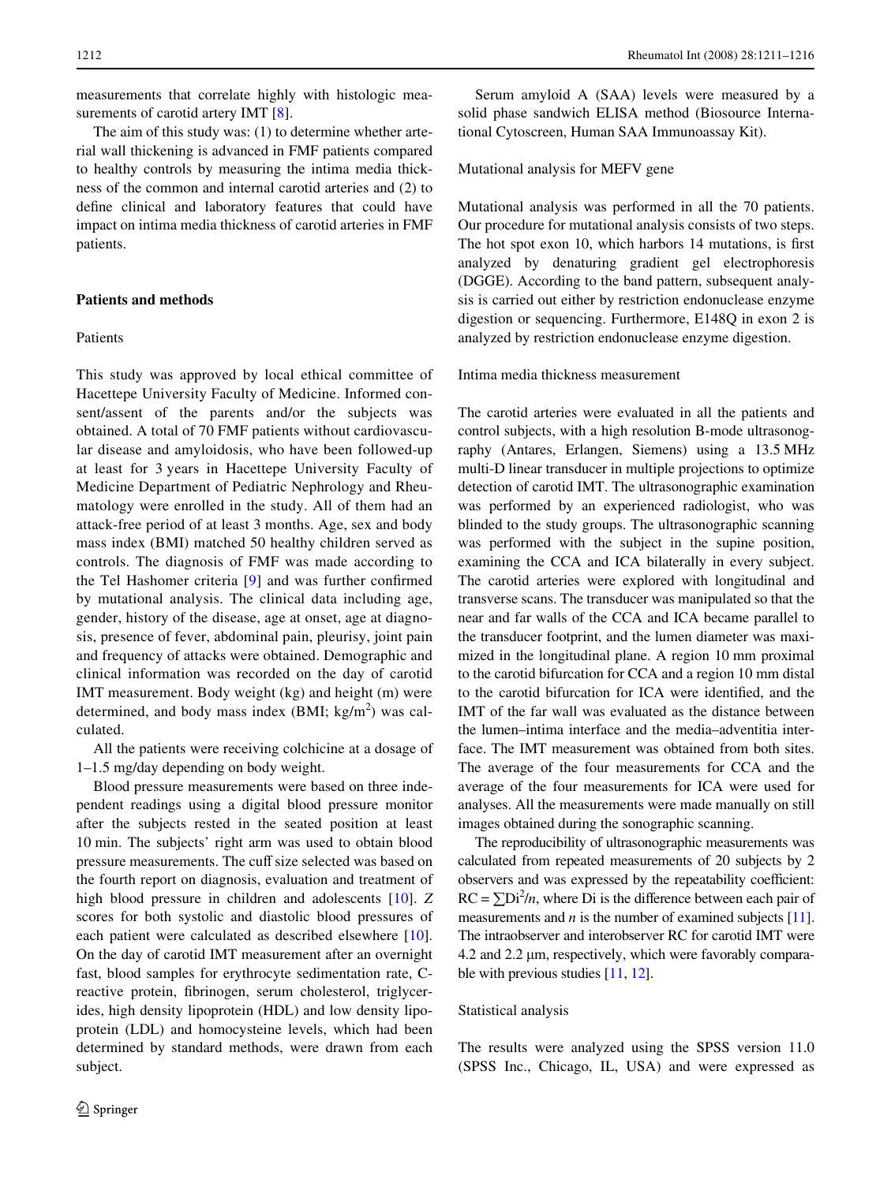measurements that correlate highly with histologic measurements of carotid artery IMT [8].

The aim of this study was: (1) to determine whether arterial wall thickening is advanced in FMF patients compared to healthy controls by measuring the intima media thickness of the common and internal carotid arteries and (2) to define clinical and laboratory features that could have impact on intima media thickness of carotid arteries in FMF patients.

## Patients and methods

### Patients

This study was approved by local ethical committee of Hacettepe University Faculty of Medicine. Informed consent/assent of the parents and/or the subjects was obtained. A total of 70 FMF patients without cardiovascular disease and amyloidosis, who have been followed-up at least for 3 years in Hacettepe University Faculty of Medicine Department of Pediatric Nephrology and Rheumatology were enrolled in the study. All of them had an attack-free period of at least 3 months. Age, sex and body mass index (BMI) matched 50 healthy children served as controls. The diagnosis of FMF was made according to the Tel Hashomer criteria [9] and was further confirmed by mutational analysis. The clinical data including age, gender, history of the disease, age at onset, age at diagnosis, presence of fever, abdominal pain, pleurisy, joint pain and frequency of attacks were obtained. Demographic and clinical information was recorded on the day of carotid IMT measurement. Body weight (kg) and height (m) were determined, and body mass index (BMI; kg/m$^2$) was calculated.

All the patients were receiving colchicine at a dosage of 1–1.5 mg/day depending on body weight.

Blood pressure measurements were based on three independent readings using a digital blood pressure monitor after the subjects rested in the seated position at least 10 min. The subjects' right arm was used to obtain blood pressure measurements. The cuff size selected was based on the fourth report on diagnosis, evaluation and treatment of high blood pressure in children and adolescents [10]. *Z* scores for both systolic and diastolic blood pressures of each patient were calculated as described elsewhere [10]. On the day of carotid IMT measurement after an overnight fast, blood samples for erythrocyte sedimentation rate, C-reactive protein, fibrinogen, serum cholesterol, triglycerides, high density lipoprotein (HDL) and low density lipoprotein (LDL) and homocysteine levels, which had been determined by standard methods, were drawn from each subject.

Serum amyloid A (SAA) levels were measured by a solid phase sandwich ELISA method (Biosource International Cytoscreen, Human SAA Immunoassay Kit).

### Mutational analysis for MEFV gene

Mutational analysis was performed in all the 70 patients. Our procedure for mutational analysis consists of two steps. The hot spot exon 10, which harbors 14 mutations, is first analyzed by denaturing gradient gel electrophoresis (DGGE). According to the band pattern, subsequent analysis is carried out either by restriction endonuclease enzyme digestion or sequencing. Furthermore, E148Q in exon 2 is analyzed by restriction endonuclease enzyme digestion.

### Intima media thickness measurement

The carotid arteries were evaluated in all the patients and control subjects, with a high resolution B-mode ultrasonography (Antares, Erlangen, Siemens) using a 13.5 MHz multi-D linear transducer in multiple projections to optimize detection of carotid IMT. The ultrasonographic examination was performed by an experienced radiologist, who was blinded to the study groups. The ultrasonographic scanning was performed with the subject in the supine position, examining the CCA and ICA bilaterally in every subject. The carotid arteries were explored with longitudinal and transverse scans. The transducer was manipulated so that the near and far walls of the CCA and ICA became parallel to the transducer footprint, and the lumen diameter was maximized in the longitudinal plane. A region 10 mm proximal to the carotid bifurcation for CCA and a region 10 mm distal to the carotid bifurcation for ICA were identified, and the IMT of the far wall was evaluated as the distance between the lumen–intima interface and the media–adventitia interface. The IMT measurement was obtained from both sites. The average of the four measurements for CCA and the average of the four measurements for ICA were used for analyses. All the measurements were made manually on still images obtained during the sonographic scanning.

The reproducibility of ultrasonographic measurements was calculated from repeated measurements of 20 subjects by 2 observers and was expressed by the repeatability coefficient: $RC = \sum Di^2/n$, where Di is the difference between each pair of measurements and *n* is the number of examined subjects [11]. The intraobserver and interobserver RC for carotid IMT were 4.2 and 2.2 μm, respectively, which were favorably comparable with previous studies [11, 12].

### Statistical analysis

The results were analyzed using the SPSS version 11.0 (SPSS Inc., Chicago, IL, USA) and were expressed as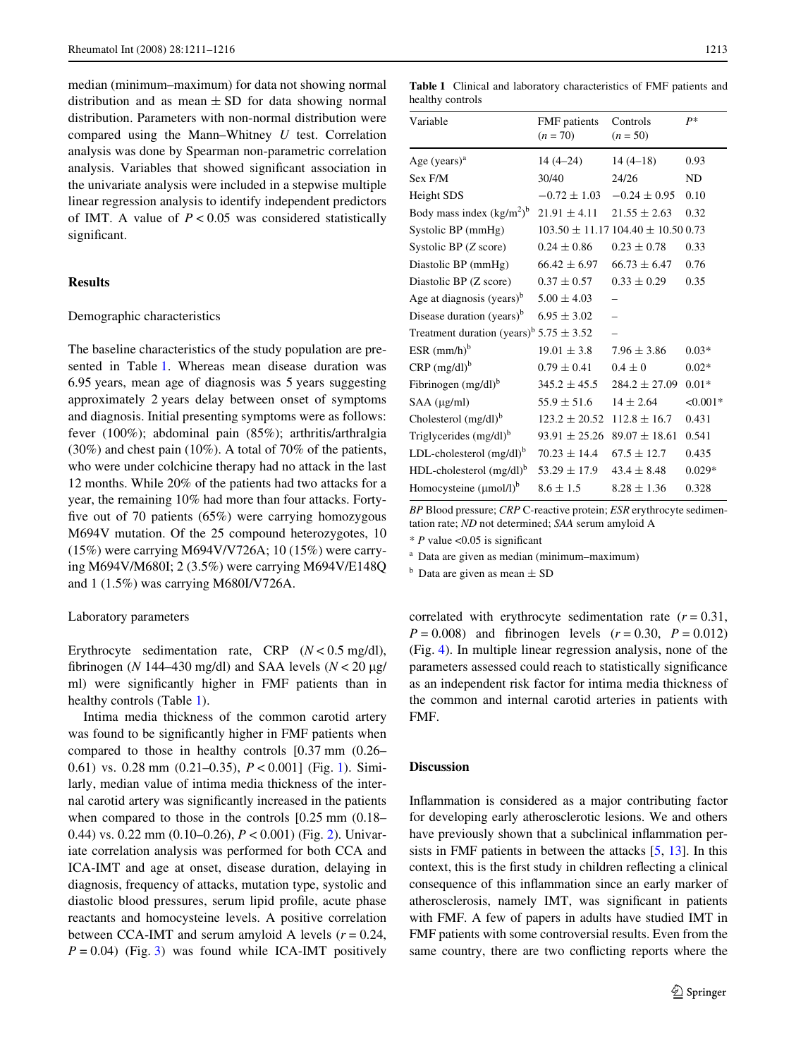median (minimum–maximum) for data not showing normal distribution and as mean ± SD for data showing normal distribution. Parameters with non-normal distribution were compared using the Mann–Whitney U test. Correlation analysis was done by Spearman non-parametric correlation analysis. Variables that showed significant association in the univariate analysis were included in a stepwise multiple linear regression analysis to identify independent predictors of IMT. A value of $P < 0.05$ was considered statistically significant.

## Results

### Demographic characteristics

The baseline characteristics of the study population are presented in Table 1. Whereas mean disease duration was 6.95 years, mean age of diagnosis was 5 years suggesting approximately 2 years delay between onset of symptoms and diagnosis. Initial presenting symptoms were as follows: fever (100%); abdominal pain (85%); arthritis/arthralgia (30%) and chest pain (10%). A total of 70% of the patients, who were under colchicine therapy had no attack in the last 12 months. While 20% of the patients had two attacks for a year, the remaining 10% had more than four attacks. Forty-five out of 70 patients (65%) were carrying homozygous M694V mutation. Of the 25 compound heterozygotes, 10 (15%) were carrying M694V/V726A; 10 (15%) were carrying M694V/M680I; 2 (3.5%) were carrying M694V/E148Q and 1 (1.5%) was carrying M680I/V726A.

### Laboratory parameters

Erythrocyte sedimentation rate, CRP ($N < 0.5$ mg/dl), fibrinogen ($N$ 144–430 mg/dl) and SAA levels ($N < 20$ μg/ml) were significantly higher in FMF patients than in healthy controls (Table 1).

Intima media thickness of the common carotid artery was found to be significantly higher in FMF patients when compared to those in healthy controls [0.37 mm (0.26–0.61) vs. 0.28 mm (0.21–0.35), $P < 0.001$] (Fig. 1). Similarly, median value of intima media thickness of the internal carotid artery was significantly increased in the patients when compared to those in the controls [0.25 mm (0.18–0.44) vs. 0.22 mm (0.10–0.26), $P < 0.001$) (Fig. 2). Univariate correlation analysis was performed for both CCA and ICA-IMT and age at onset, disease duration, delaying in diagnosis, frequency of attacks, mutation type, systolic and diastolic blood pressures, serum lipid profile, acute phase reactants and homocysteine levels. A positive correlation between CCA-IMT and serum amyloid A levels ($r = 0.24$, $P = 0.04$) (Fig. 3) was found while ICA-IMT positively correlated with erythrocyte sedimentation rate ($r = 0.31$, $P = 0.008$) and fibrinogen levels ($r = 0.30$, $P = 0.012$) (Fig. 4). In multiple linear regression analysis, none of the parameters assessed could reach to statistically significance as an independent risk factor for intima media thickness of the common and internal carotid arteries in patients with FMF.

**Table 1** Clinical and laboratory characteristics of FMF patients and healthy controls

| Variable | FMF patients (n = 70) | Controls (n = 50) | P* |
|---|---|---|---|
| Age (years)[a] | 14 (4–24) | 14 (4–18) | 0.93 |
| Sex F/M | 30/40 | 24/26 | ND |
| Height SDS | −0.72 ± 1.03 | −0.24 ± 0.95 | 0.10 |
| Body mass index (kg/m$^2$)[b] | 21.91 ± 4.11 | 21.55 ± 2.63 | 0.32 |
| Systolic BP (mmHg) | 103.50 ± 11.17 | 104.40 ± 10.50 | 0.73 |
| Systolic BP (Z score) | 0.24 ± 0.86 | 0.23 ± 0.78 | 0.33 |
| Diastolic BP (mmHg) | 66.42 ± 6.97 | 66.73 ± 6.47 | 0.76 |
| Diastolic BP (Z score) | 0.37 ± 0.57 | 0.33 ± 0.29 | 0.35 |
| Age at diagnosis (years)[b] | 5.00 ± 4.03 | – | |
| Disease duration (years)[b] | 6.95 ± 3.02 | – | |
| Treatment duration (years)[b] | 5.75 ± 3.52 | – | |
| ESR (mm/h)[b] | 19.01 ± 3.8 | 7.96 ± 3.86 | 0.03* |
| CRP (mg/dl)[b] | 0.79 ± 0.41 | 0.4 ± 0 | 0.02* |
| Fibrinogen (mg/dl)[b] | 345.2 ± 45.5 | 284.2 ± 27.09 | 0.01* |
| SAA (μg/ml) | 55.9 ± 51.6 | 14 ± 2.64 | <0.001* |
| Cholesterol (mg/dl)[b] | 123.2 ± 20.52 | 112.8 ± 16.7 | 0.431 |
| Triglycerides (mg/dl)[b] | 93.91 ± 25.26 | 89.07 ± 18.61 | 0.541 |
| LDL-cholesterol (mg/dl)[b] | 70.23 ± 14.4 | 67.5 ± 12.7 | 0.435 |
| HDL-cholesterol (mg/dl)[b] | 53.29 ± 17.9 | 43.4 ± 8.48 | 0.029* |
| Homocysteine (μmol/l)[b] | 8.6 ± 1.5 | 8.28 ± 1.36 | 0.328 |

*BP* Blood pressure; *CRP* C-reactive protein; *ESR* erythrocyte sedimentation rate; *ND* not determined; *SAA* serum amyloid A

* *P* value <0.05 is significant

[a] Data are given as median (minimum–maximum)

[b] Data are given as mean ± SD

## Discussion

Inflammation is considered as a major contributing factor for developing early atherosclerotic lesions. We and others have previously shown that a subclinical inflammation persists in FMF patients in between the attacks [5, 13]. In this context, this is the first study in children reflecting a clinical consequence of this inflammation since an early marker of atherosclerosis, namely IMT, was significant in patients with FMF. A few of papers in adults have studied IMT in FMF patients with some controversial results. Even from the same country, there are two conflicting reports where the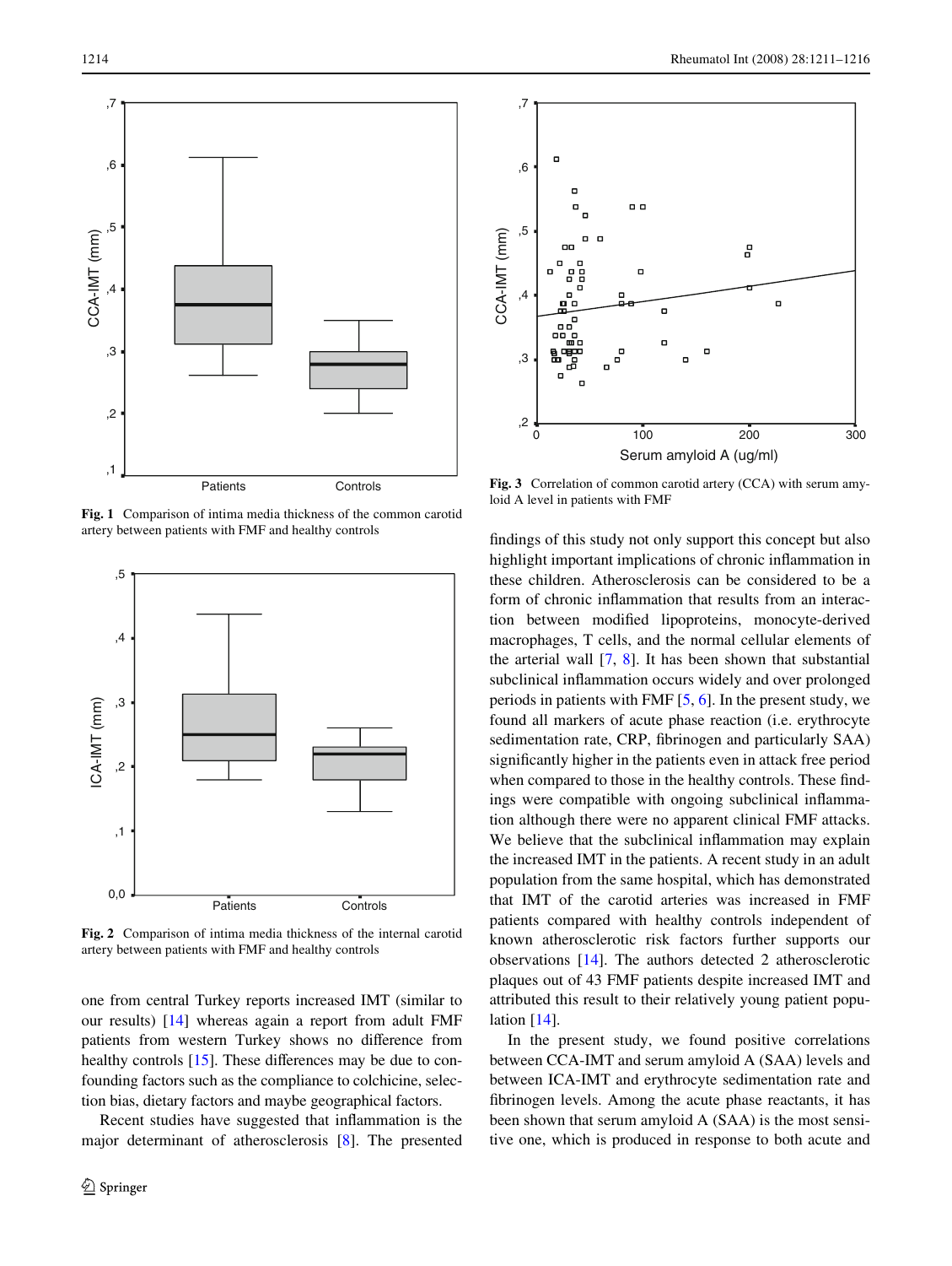Fig. 1 Comparison of intima media thickness of the common carotid artery between patients with FMF and healthy controls

Fig. 2 Comparison of intima media thickness of the internal carotid artery between patients with FMF and healthy controls

Fig. 3 Correlation of common carotid artery (CCA) with serum amyloid A level in patients with FMF

one from central Turkey reports increased IMT (similar to our results) [14] whereas again a report from adult FMF patients from western Turkey shows no difference from healthy controls [15]. These differences may be due to confounding factors such as the compliance to colchicine, selection bias, dietary factors and maybe geographical factors.

Recent studies have suggested that inflammation is the major determinant of atherosclerosis [8]. The presented findings of this study not only support this concept but also highlight important implications of chronic inflammation in these children. Atherosclerosis can be considered to be a form of chronic inflammation that results from an interaction between modified lipoproteins, monocyte-derived macrophages, T cells, and the normal cellular elements of the arterial wall [7, 8]. It has been shown that substantial subclinical inflammation occurs widely and over prolonged periods in patients with FMF [5, 6]. In the present study, we found all markers of acute phase reaction (i.e. erythrocyte sedimentation rate, CRP, fibrinogen and particularly SAA) significantly higher in the patients even in attack free period when compared to those in the healthy controls. These findings were compatible with ongoing subclinical inflammation although there were no apparent clinical FMF attacks. We believe that the subclinical inflammation may explain the increased IMT in the patients. A recent study in an adult population from the same hospital, which has demonstrated that IMT of the carotid arteries was increased in FMF patients compared with healthy controls independent of known atherosclerotic risk factors further supports our observations [14]. The authors detected 2 atherosclerotic plaques out of 43 FMF patients despite increased IMT and attributed this result to their relatively young patient population [14].

In the present study, we found positive correlations between CCA-IMT and serum amyloid A (SAA) levels and between ICA-IMT and erythrocyte sedimentation rate and fibrinogen levels. Among the acute phase reactants, it has been shown that serum amyloid A (SAA) is the most sensitive one, which is produced in response to both acute and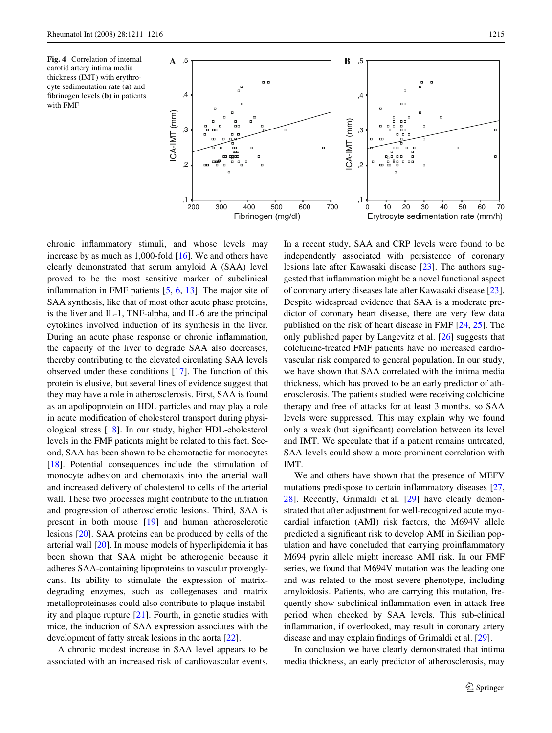**Fig. 4** Correlation of internal carotid artery intima media thickness (IMT) with erythrocyte sedimentation rate (**a**) and fibrinogen levels (**b**) in patients with FMF

chronic inflammatory stimuli, and whose levels may increase by as much as 1,000-fold [16]. We and others have clearly demonstrated that serum amyloid A (SAA) level proved to be the most sensitive marker of subclinical inflammation in FMF patients [5, 6, 13]. The major site of SAA synthesis, like that of most other acute phase proteins, is the liver and IL-1, TNF-alpha, and IL-6 are the principal cytokines involved induction of its synthesis in the liver. During an acute phase response or chronic inflammation, the capacity of the liver to degrade SAA also decreases, thereby contributing to the elevated circulating SAA levels observed under these conditions [17]. The function of this protein is elusive, but several lines of evidence suggest that they may have a role in atherosclerosis. First, SAA is found as an apolipoprotein on HDL particles and may play a role in acute modification of cholesterol transport during physiological stress [18]. In our study, higher HDL-cholesterol levels in the FMF patients might be related to this fact. Second, SAA has been shown to be chemotactic for monocytes [18]. Potential consequences include the stimulation of monocyte adhesion and chemotaxis into the arterial wall and increased delivery of cholesterol to cells of the arterial wall. These two processes might contribute to the initiation and progression of atherosclerotic lesions. Third, SAA is present in both mouse [19] and human atherosclerotic lesions [20]. SAA proteins can be produced by cells of the arterial wall [20]. In mouse models of hyperlipidemia it has been shown that SAA might be atherogenic because it adheres SAA-containing lipoproteins to vascular proteoglycans. Its ability to stimulate the expression of matrix-degrading enzymes, such as collegenases and matrix metalloproteinases could also contribute to plaque instability and plaque rupture [21]. Fourth, in genetic studies with mice, the induction of SAA expression associates with the development of fatty streak lesions in the aorta [22].

A chronic modest increase in SAA level appears to be associated with an increased risk of cardiovascular events. In a recent study, SAA and CRP levels were found to be independently associated with persistence of coronary lesions late after Kawasaki disease [23]. The authors suggested that inflammation might be a novel functional aspect of coronary artery diseases late after Kawasaki disease [23]. Despite widespread evidence that SAA is a moderate predictor of coronary heart disease, there are very few data published on the risk of heart disease in FMF [24, 25]. The only published paper by Langevitz et al. [26] suggests that colchicine-treated FMF patients have no increased cardiovascular risk compared to general population. In our study, we have shown that SAA correlated with the intima media thickness, which has proved to be an early predictor of atherosclerosis. The patients studied were receiving colchicine therapy and free of attacks for at least 3 months, so SAA levels were suppressed. This may explain why we found only a weak (but significant) correlation between its level and IMT. We speculate that if a patient remains untreated, SAA levels could show a more prominent correlation with IMT.

We and others have shown that the presence of MEFV mutations predispose to certain inflammatory diseases [27, 28]. Recently, Grimaldi et al. [29] have clearly demonstrated that after adjustment for well-recognized acute myocardial infarction (AMI) risk factors, the M694V allele predicted a significant risk to develop AMI in Sicilian population and have concluded that carrying proinflammatory M694 pyrin allele might increase AMI risk. In our FMF series, we found that M694V mutation was the leading one and was related to the most severe phenotype, including amyloidosis. Patients, who are carrying this mutation, frequently show subclinical inflammation even in attack free period when checked by SAA levels. This sub-clinical inflammation, if overlooked, may result in coronary artery disease and may explain findings of Grimaldi et al. [29].

In conclusion we have clearly demonstrated that intima media thickness, an early predictor of atherosclerosis, may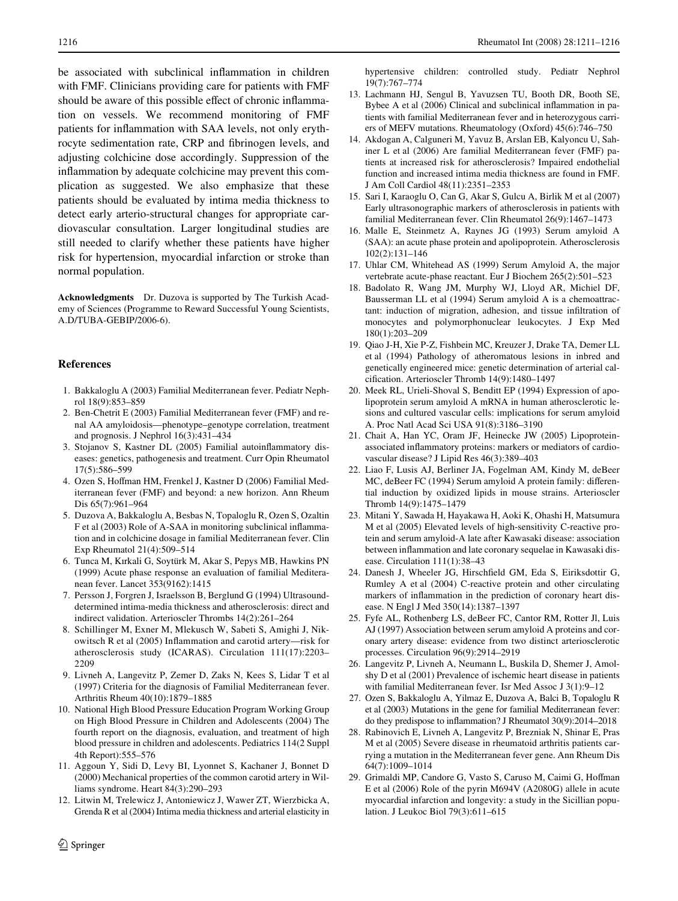be associated with subclinical inflammation in children with FMF. Clinicians providing care for patients with FMF should be aware of this possible effect of chronic inflammation on vessels. We recommend monitoring of FMF patients for inflammation with SAA levels, not only erythrocyte sedimentation rate, CRP and fibrinogen levels, and adjusting colchicine dose accordingly. Suppression of the inflammation by adequate colchicine may prevent this complication as suggested. We also emphasize that these patients should be evaluated by intima media thickness to detect early arterio-structural changes for appropriate cardiovascular consultation. Larger longitudinal studies are still needed to clarify whether these patients have higher risk for hypertension, myocardial infarction or stroke than normal population.

**Acknowledgments** Dr. Duzova is supported by The Turkish Academy of Sciences (Programme to Reward Successful Young Scientists, A.D/TUBA-GEBIP/2006-6).

## References

1. Bakkaloglu A (2003) Familial Mediterranean fever. Pediatr Nephrol 18(9):853–859
2. Ben-Chetrit E (2003) Familial Mediterranean fever (FMF) and renal AA amyloidosis—phenotype–genotype correlation, treatment and prognosis. J Nephrol 16(3):431–434
3. Stojanov S, Kastner DL (2005) Familial autoinflammatory diseases: genetics, pathogenesis and treatment. Curr Opin Rheumatol 17(5):586–599
4. Ozen S, Hoffman HM, Frenkel J, Kastner D (2006) Familial Mediterranean fever (FMF) and beyond: a new horizon. Ann Rheum Dis 65(7):961–964
5. Duzova A, Bakkaloglu A, Besbas N, Topaloglu R, Ozen S, Ozaltin F et al (2003) Role of A-SAA in monitoring subclinical inflammation and in colchicine dosage in familial Mediterranean fever. Clin Exp Rheumatol 21(4):509–514
6. Tunca M, Kırkali G, Soytürk M, Akar S, Pepys MB, Hawkins PN (1999) Acute phase response an evaluation of familial Mediteranean fever. Lancet 353(9162):1415
7. Persson J, Forgren J, Israelsson B, Berglund G (1994) Ultrasound-determined intima-media thickness and atherosclerosis: direct and indirect validation. Arterioscler Thrombs 14(2):261–264
8. Schillinger M, Exner M, Mlekusch W, Sabeti S, Amighi J, Nikowitsch R et al (2005) Inflammation and carotid artery—risk for atherosclerosis study (ICARAS). Circulation 111(17):2203–2209
9. Livneh A, Langevitz P, Zemer D, Zaks N, Kees S, Lidar T et al (1997) Criteria for the diagnosis of Familial Mediterranean fever. Arthritis Rheum 40(10):1879–1885
10. National High Blood Pressure Education Program Working Group on High Blood Pressure in Children and Adolescents (2004) The fourth report on the diagnosis, evaluation, and treatment of high blood pressure in children and adolescents. Pediatrics 114(2 Suppl 4th Report):555–576
11. Aggoun Y, Sidi D, Levy BI, Lyonnet S, Kachaner J, Bonnet D (2000) Mechanical properties of the common carotid artery in Williams syndrome. Heart 84(3):290–293
12. Litwin M, Trelewicz J, Antoniewicz J, Wawer ZT, Wierzbicka A, Grenda R et al (2004) Intima media thickness and arterial elasticity in hypertensive children: controlled study. Pediatr Nephrol 19(7):767–774
13. Lachmann HJ, Sengul B, Yavuzsen TU, Booth DR, Booth SE, Bybee A et al (2006) Clinical and subclinical inflammation in patients with familial Mediterranean fever and in heterozygous carriers of MEFV mutations. Rheumatology (Oxford) 45(6):746–750
14. Akdogan A, Calguneri M, Yavuz B, Arslan EB, Kalyoncu U, Sahiner L et al (2006) Are familial Mediterranean fever (FMF) patients at increased risk for atherosclerosis? Impaired endothelial function and increased intima media thickness are found in FMF. J Am Coll Cardiol 48(11):2351–2353
15. Sari I, Karaoglu O, Can G, Akar S, Gulcu A, Birlik M et al (2007) Early ultrasonographic markers of atherosclerosis in patients with familial Mediterranean fever. Clin Rheumatol 26(9):1467–1473
16. Malle E, Steinmetz A, Raynes JG (1993) Serum amyloid A (SAA): an acute phase protein and apolipoprotein. Atherosclerosis 102(2):131–146
17. Uhlar CM, Whitehead AS (1999) Serum Amyloid A, the major vertebrate acute-phase reactant. Eur J Biochem 265(2):501–523
18. Badolato R, Wang JM, Murphy WJ, Lloyd AR, Michiel DF, Bausserman LL et al (1994) Serum amyloid A is a chemoattractant: induction of migration, adhesion, and tissue infiltration of monocytes and polymorphonuclear leukocytes. J Exp Med 180(1):203–209
19. Qiao J-H, Xie P-Z, Fishbein MC, Kreuzer J, Drake TA, Demer LL et al (1994) Pathology of atheromatous lesions in inbred and genetically engineered mice: genetic determination of arterial calcification. Arterioscler Thromb 14(9):1480–1497
20. Meek RL, Urieli-Shoval S, Benditt EP (1994) Expression of apolipoprotein serum amyloid A mRNA in human atherosclerotic lesions and cultured vascular cells: implications for serum amyloid A. Proc Natl Acad Sci USA 91(8):3186–3190
21. Chait A, Han YC, Oram JF, Heinecke JW (2005) Lipoprotein-associated inflammatory proteins: markers or mediators of cardiovascular disease? J Lipid Res 46(3):389–403
22. Liao F, Lusis AJ, Berliner JA, Fogelman AM, Kindy M, deBeer MC, deBeer FC (1994) Serum amyloid A protein family: differential induction by oxidized lipids in mouse strains. Arterioscler Thromb 14(9):1475–1479
23. Mitani Y, Sawada H, Hayakawa H, Aoki K, Ohashi H, Matsumura M et al (2005) Elevated levels of high-sensitivity C-reactive protein and serum amyloid-A late after Kawasaki disease: association between inflammation and late coronary sequelae in Kawasaki disease. Circulation 111(1):38–43
24. Danesh J, Wheeler JG, Hirschfield GM, Eda S, Eiriksdottir G, Rumley A et al (2004) C-reactive protein and other circulating markers of inflammation in the prediction of coronary heart disease. N Engl J Med 350(14):1387–1397
25. Fyfe AL, Rothenberg LS, deBeer FC, Cantor RM, Rotter Jl, Luis AJ (1997) Association between serum amyloid A proteins and coronary artery disease: evidence from two distinct arteriosclerotic processes. Circulation 96(9):2914–2919
26. Langevitz P, Livneh A, Neumann L, Buskila D, Shemer J, Amolshy D et al (2001) Prevalence of ischemic heart disease in patients with familial Mediterranean fever. Isr Med Assoc J 3(1):9–12
27. Ozen S, Bakkaloglu A, Yilmaz E, Duzova A, Balci B, Topaloglu R et al (2003) Mutations in the gene for familial Mediterranean fever: do they predispose to inflammation? J Rheumatol 30(9):2014–2018
28. Rabinovich E, Livneh A, Langevitz P, Brezniak N, Shinar E, Pras M et al (2005) Severe disease in rheumatoid arthritis patients carrying a mutation in the Mediterranean fever gene. Ann Rheum Dis 64(7):1009–1014
29. Grimaldi MP, Candore G, Vasto S, Caruso M, Caimi G, Hoffman E et al (2006) Role of the pyrin M694V (A2080G) allele in acute myocardial infarction and longevity: a study in the Sicillian population. J Leukoc Biol 79(3):611–615